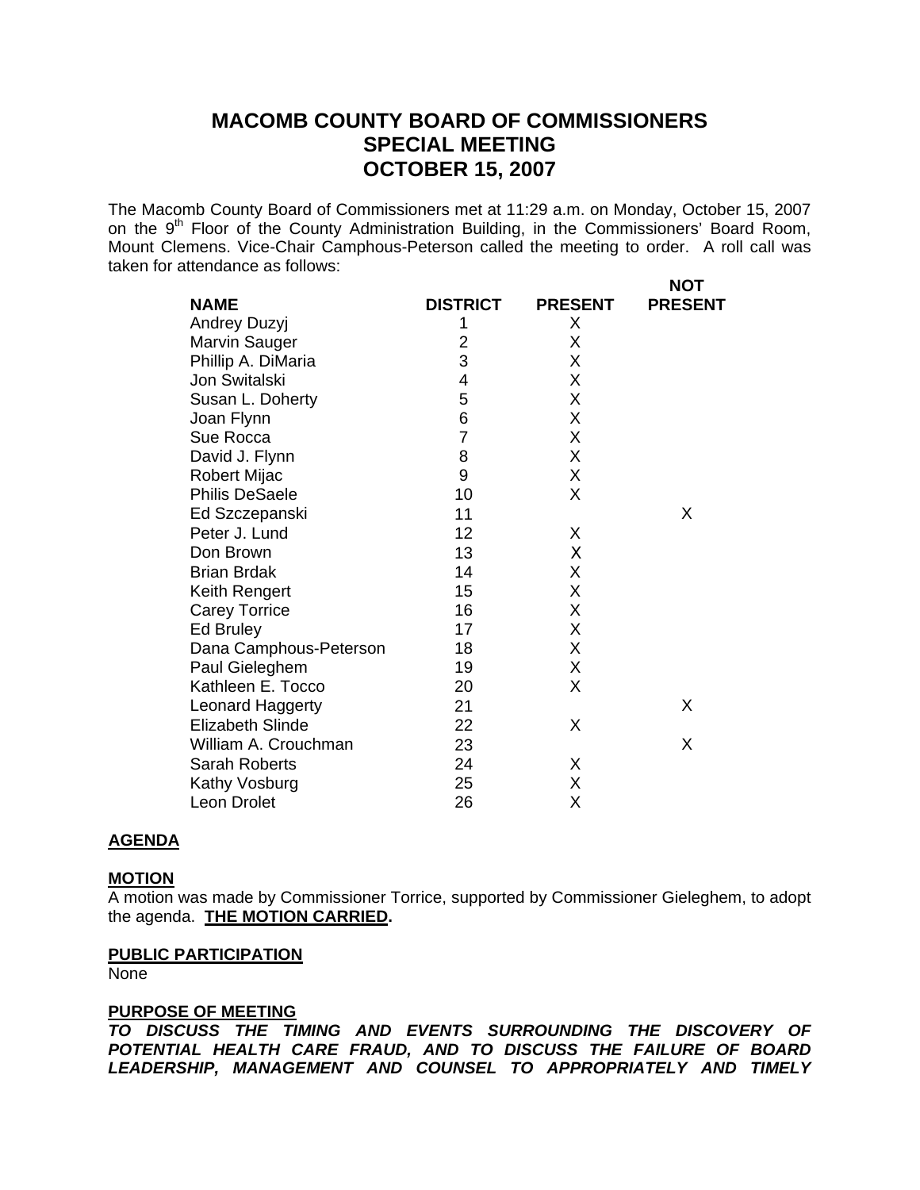# MACOMB COUNTY BOARD OF COMMISSIONERS
# SPECIAL MEETING
# OCTOBER 15, 2007

The Macomb County Board of Commissioners met at 11:29 a.m. on Monday, October 15, 2007 on the 9th Floor of the County Administration Building, in the Commissioners' Board Room, Mount Clemens. Vice-Chair Camphous-Peterson called the meeting to order. A roll call was taken for attendance as follows:

| NAME | DISTRICT | PRESENT | NOT PRESENT |
|---|---|---|---|
| Andrey Duzyj | 1 | X | |
| Marvin Sauger | 2 | X | |
| Phillip A. DiMaria | 3 | X | |
| Jon Switalski | 4 | X | |
| Susan L. Doherty | 5 | X | |
| Joan Flynn | 6 | X | |
| Sue Rocca | 7 | X | |
| David J. Flynn | 8 | X | |
| Robert Mijac | 9 | X | |
| Philis DeSaele | 10 | X | |
| Ed Szczepanski | 11 | | X |
| Peter J. Lund | 12 | X | |
| Don Brown | 13 | X | |
| Brian Brdak | 14 | X | |
| Keith Rengert | 15 | X | |
| Carey Torrice | 16 | X | |
| Ed Bruley | 17 | X | |
| Dana Camphous-Peterson | 18 | X | |
| Paul Gieleghem | 19 | X | |
| Kathleen E. Tocco | 20 | X | |
| Leonard Haggerty | 21 | | X |
| Elizabeth Slinde | 22 | X | |
| William A. Crouchman | 23 | | X |
| Sarah Roberts | 24 | X | |
| Kathy Vosburg | 25 | X | |
| Leon Drolet | 26 | X | |

**AGENDA**

**MOTION**
A motion was made by Commissioner Torrice, supported by Commissioner Gieleghem, to adopt the agenda. **THE MOTION CARRIED.**

**PUBLIC PARTICIPATION**
None

**PURPOSE OF MEETING**
***TO DISCUSS THE TIMING AND EVENTS SURROUNDING THE DISCOVERY OF POTENTIAL HEALTH CARE FRAUD, AND TO DISCUSS THE FAILURE OF BOARD LEADERSHIP, MANAGEMENT AND COUNSEL TO APPROPRIATELY AND TIMELY***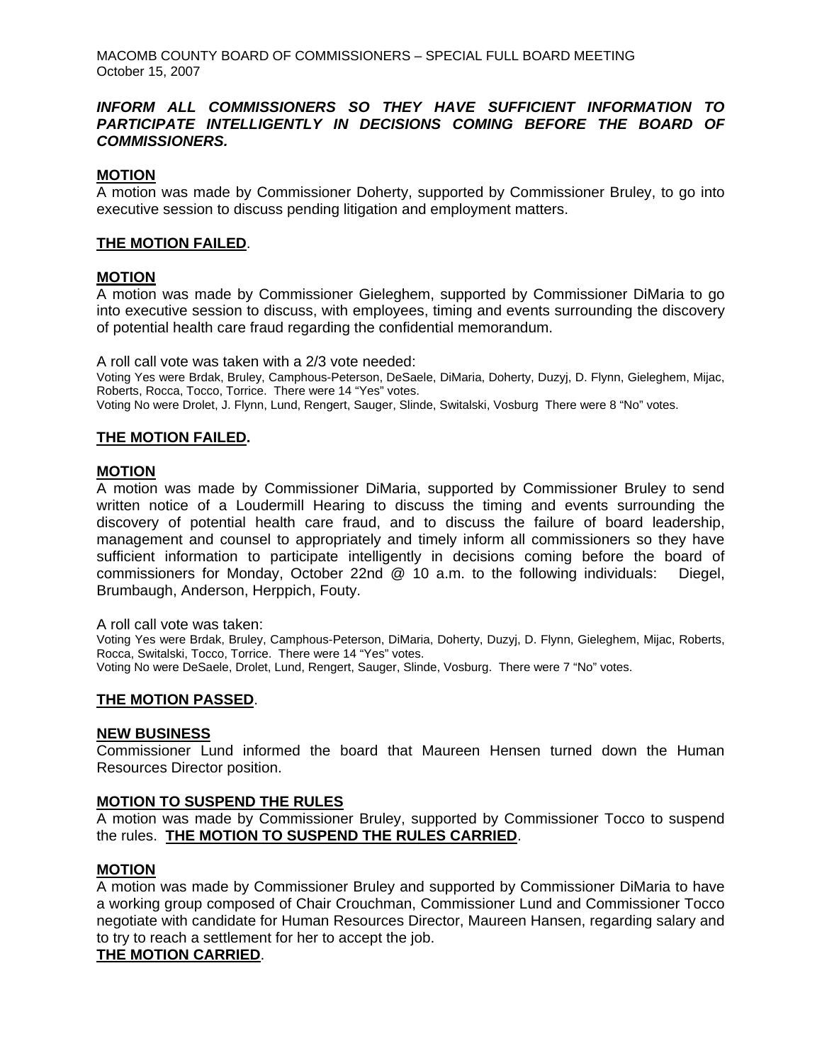***INFORM ALL COMMISSIONERS SO THEY HAVE SUFFICIENT INFORMATION TO PARTICIPATE INTELLIGENTLY IN DECISIONS COMING BEFORE THE BOARD OF COMMISSIONERS.***

**MOTION**

A motion was made by Commissioner Doherty, supported by Commissioner Bruley, to go into executive session to discuss pending litigation and employment matters.

**THE MOTION FAILED**.

**MOTION**

A motion was made by Commissioner Gieleghem, supported by Commissioner DiMaria to go into executive session to discuss, with employees, timing and events surrounding the discovery of potential health care fraud regarding the confidential memorandum.

A roll call vote was taken with a 2/3 vote needed:

Voting Yes were Brdak, Bruley, Camphous-Peterson, DeSaele, DiMaria, Doherty, Duzyj, D. Flynn, Gieleghem, Mijac, Roberts, Rocca, Tocco, Torrice. There were 14 "Yes" votes.

Voting No were Drolet, J. Flynn, Lund, Rengert, Sauger, Slinde, Switalski, Vosburg There were 8 "No" votes.

**THE MOTION FAILED.**

**MOTION**

A motion was made by Commissioner DiMaria, supported by Commissioner Bruley to send written notice of a Loudermill Hearing to discuss the timing and events surrounding the discovery of potential health care fraud, and to discuss the failure of board leadership, management and counsel to appropriately and timely inform all commissioners so they have sufficient information to participate intelligently in decisions coming before the board of commissioners for Monday, October 22nd @ 10 a.m. to the following individuals: Diegel, Brumbaugh, Anderson, Herppich, Fouty.

A roll call vote was taken:

Voting Yes were Brdak, Bruley, Camphous-Peterson, DiMaria, Doherty, Duzyj, D. Flynn, Gieleghem, Mijac, Roberts, Rocca, Switalski, Tocco, Torrice. There were 14 "Yes" votes.

Voting No were DeSaele, Drolet, Lund, Rengert, Sauger, Slinde, Vosburg. There were 7 "No" votes.

**THE MOTION PASSED**.

**NEW BUSINESS**

Commissioner Lund informed the board that Maureen Hensen turned down the Human Resources Director position.

**MOTION TO SUSPEND THE RULES**

A motion was made by Commissioner Bruley, supported by Commissioner Tocco to suspend the rules. **THE MOTION TO SUSPEND THE RULES CARRIED**.

**MOTION**

A motion was made by Commissioner Bruley and supported by Commissioner DiMaria to have a working group composed of Chair Crouchman, Commissioner Lund and Commissioner Tocco negotiate with candidate for Human Resources Director, Maureen Hansen, regarding salary and to try to reach a settlement for her to accept the job.

**THE MOTION CARRIED**.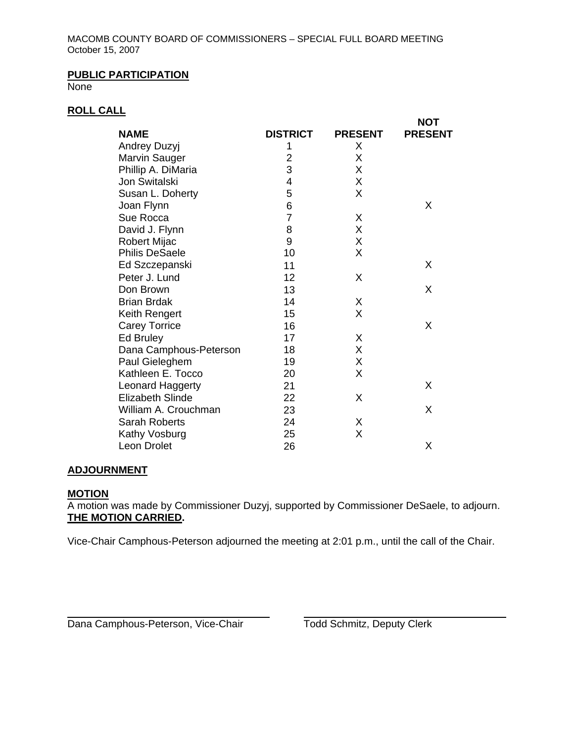**PUBLIC PARTICIPATION**

None

**ROLL CALL**

| NAME | DISTRICT | PRESENT | NOT PRESENT |
|---|---|---|---|
| Andrey Duzyj | 1 | X | |
| Marvin Sauger | 2 | X | |
| Phillip A. DiMaria | 3 | X | |
| Jon Switalski | 4 | X | |
| Susan L. Doherty | 5 | X | |
| Joan Flynn | 6 | | X |
| Sue Rocca | 7 | X | |
| David J. Flynn | 8 | X | |
| Robert Mijac | 9 | X | |
| Philis DeSaele | 10 | X | |
| Ed Szczepanski | 11 | | X |
| Peter J. Lund | 12 | X | |
| Don Brown | 13 | | X |
| Brian Brdak | 14 | X | |
| Keith Rengert | 15 | X | |
| Carey Torrice | 16 | | X |
| Ed Bruley | 17 | X | |
| Dana Camphous-Peterson | 18 | X | |
| Paul Gieleghem | 19 | X | |
| Kathleen E. Tocco | 20 | X | |
| Leonard Haggerty | 21 | | X |
| Elizabeth Slinde | 22 | X | |
| William A. Crouchman | 23 | | X |
| Sarah Roberts | 24 | X | |
| Kathy Vosburg | 25 | X | |
| Leon Drolet | 26 | | X |

**ADJOURNMENT**

**MOTION**

A motion was made by Commissioner Duzyj, supported by Commissioner DeSaele, to adjourn. **THE MOTION CARRIED.**

Vice-Chair Camphous-Peterson adjourned the meeting at 2:01 p.m., until the call of the Chair.

Dana Camphous-Peterson, Vice-Chair

Todd Schmitz, Deputy Clerk